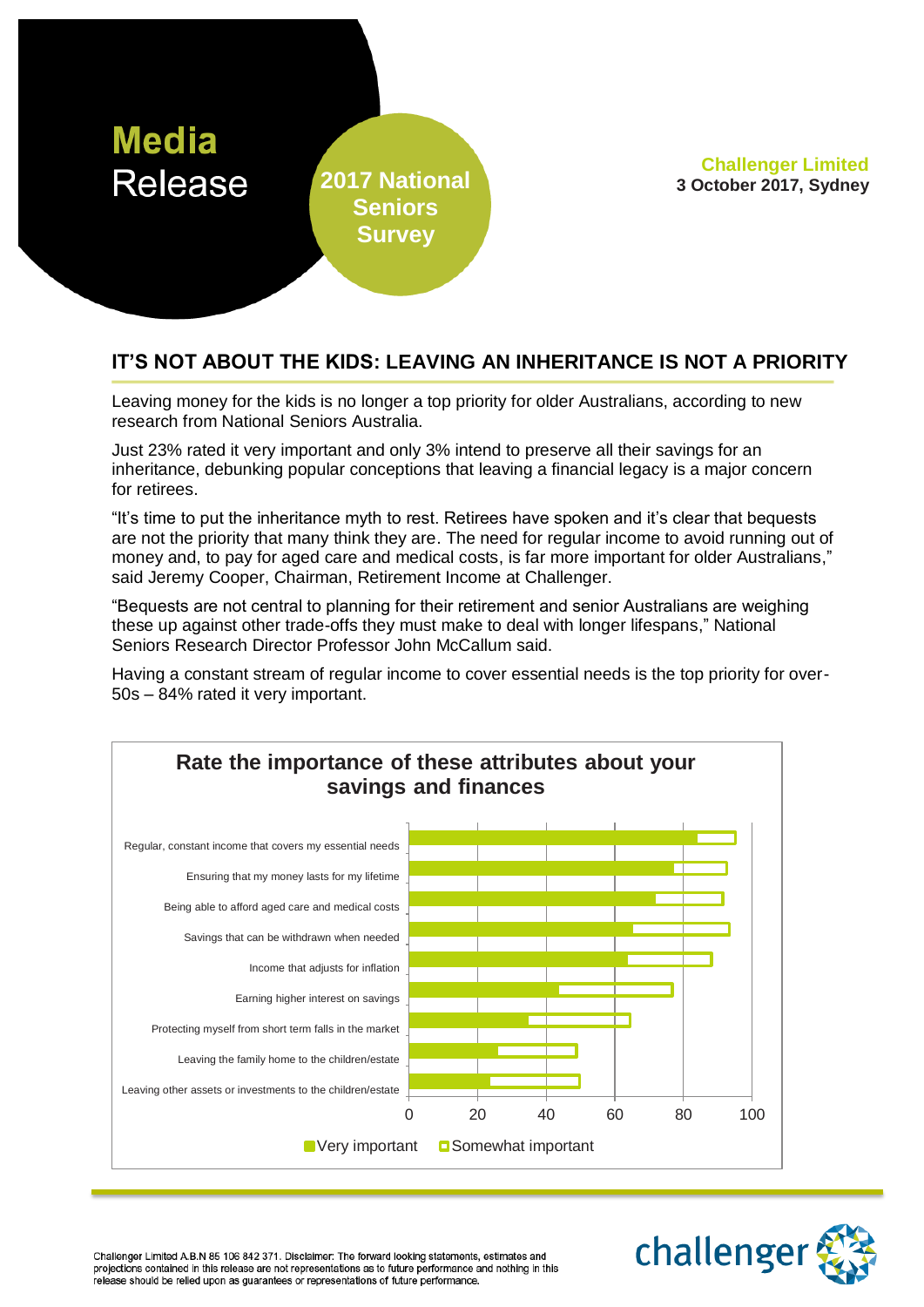**Media** Release

**2017 National Seniors Survey**

**Challenger Limited**
**3 October 2017, Sydney**

## IT'S NOT ABOUT THE KIDS: LEAVING AN INHERITANCE IS NOT A PRIORITY

Leaving money for the kids is no longer a top priority for older Australians, according to new research from National Seniors Australia.

Just 23% rated it very important and only 3% intend to preserve all their savings for an inheritance, debunking popular conceptions that leaving a financial legacy is a major concern for retirees.

"It's time to put the inheritance myth to rest. Retirees have spoken and it's clear that bequests are not the priority that many think they are. The need for regular income to avoid running out of money and, to pay for aged care and medical costs, is far more important for older Australians," said Jeremy Cooper, Chairman, Retirement Income at Challenger.

"Bequests are not central to planning for their retirement and senior Australians are weighing these up against other trade-offs they must make to deal with longer lifespans," National Seniors Research Director Professor John McCallum said.

Having a constant stream of regular income to cover essential needs is the top priority for over-50s – 84% rated it very important.

**Rate the importance of these attributes about your savings and finances**

- Regular, constant income that covers my essential needs
- Ensuring that my money lasts for my lifetime
- Being able to afford aged care and medical costs
- Savings that can be withdrawn when needed
- Income that adjusts for inflation
- Earning higher interest on savings
- Protecting myself from short term falls in the market
- Leaving the family home to the children/estate
- Leaving other assets or investments to the children/estate

Axis: 0, 20, 40, 60, 80, 100

Legend: Very important, Somewhat important

Challenger Limited A.B.N 85 106 842 371. Disclaimer: The forward looking statements, estimates and projections contained in this release are not representations as to future performance and nothing in this release should be relied upon as guarantees or representations of future performance.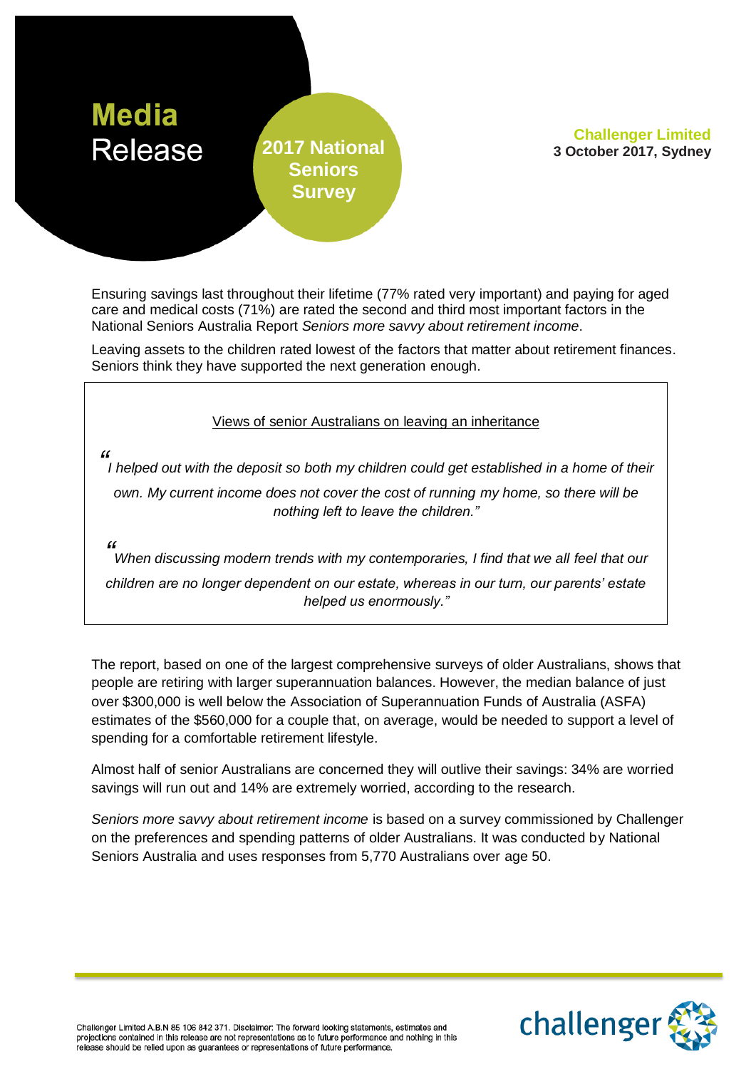**Media** Release

**2017 National Seniors Survey**

**Challenger Limited**
**3 October 2017, Sydney**

Ensuring savings last throughout their lifetime (77% rated very important) and paying for aged care and medical costs (71%) are rated the second and third most important factors in the National Seniors Australia Report *Seniors more savvy about retirement income*.

Leaving assets to the children rated lowest of the factors that matter about retirement finances. Seniors think they have supported the next generation enough.

> Views of senior Australians on leaving an inheritance
>
> *"I helped out with the deposit so both my children could get established in a home of their own. My current income does not cover the cost of running my home, so there will be nothing left to leave the children."*
>
> *"When discussing modern trends with my contemporaries, I find that we all feel that our children are no longer dependent on our estate, whereas in our turn, our parents' estate helped us enormously."*

The report, based on one of the largest comprehensive surveys of older Australians, shows that people are retiring with larger superannuation balances. However, the median balance of just over $300,000 is well below the Association of Superannuation Funds of Australia (ASFA) estimates of the $560,000 for a couple that, on average, would be needed to support a level of spending for a comfortable retirement lifestyle.

Almost half of senior Australians are concerned they will outlive their savings: 34% are worried savings will run out and 14% are extremely worried, according to the research.

*Seniors more savvy about retirement income* is based on a survey commissioned by Challenger on the preferences and spending patterns of older Australians. It was conducted by National Seniors Australia and uses responses from 5,770 Australians over age 50.

Challenger Limited A.B.N 85 106 842 371. Disclaimer: The forward looking statements, estimates and projections contained in this release are not representations as to future performance and nothing in this release should be relied upon as guarantees or representations of future performance.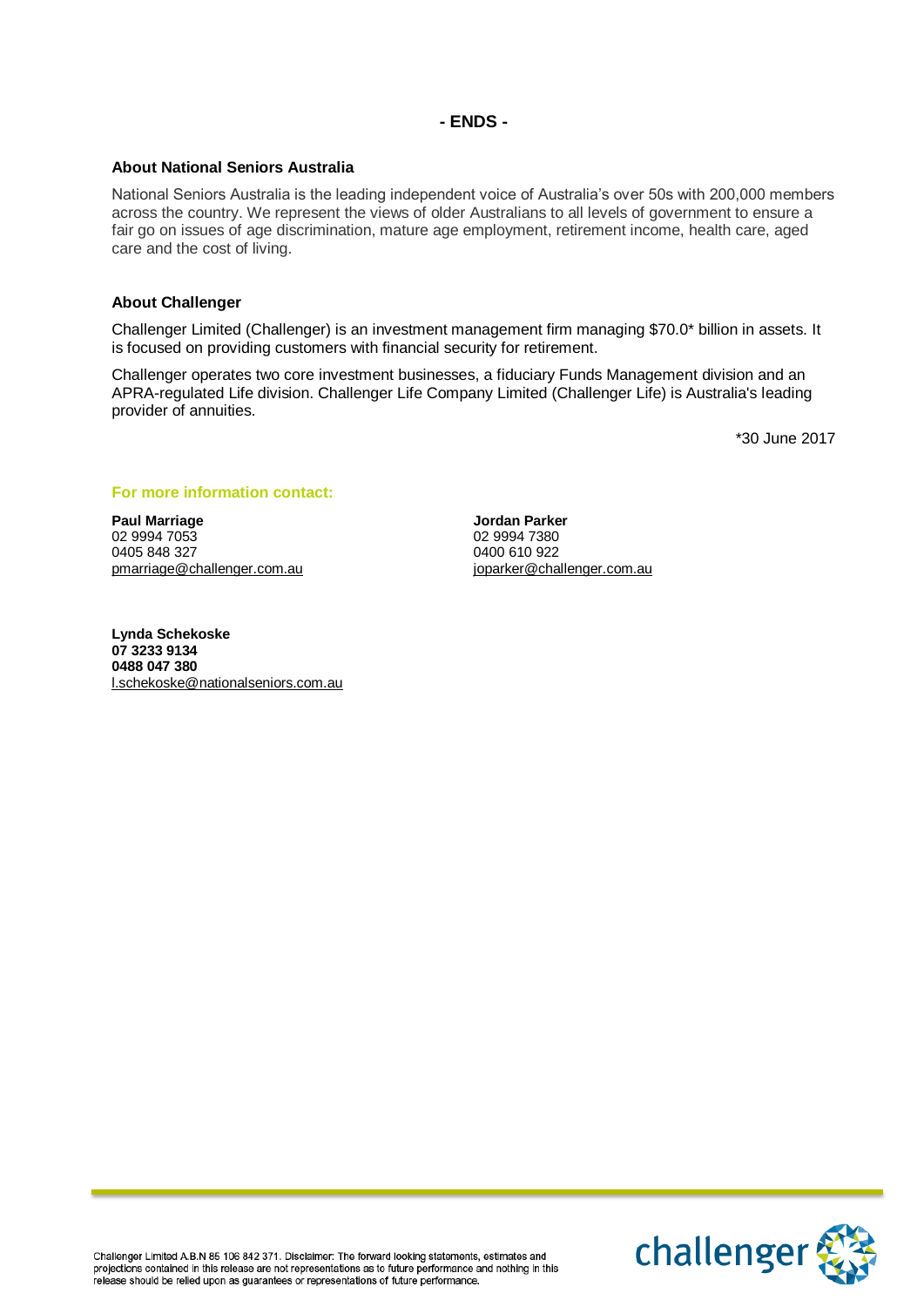**- ENDS -**

### About National Seniors Australia

National Seniors Australia is the leading independent voice of Australia's over 50s with 200,000 members across the country. We represent the views of older Australians to all levels of government to ensure a fair go on issues of age discrimination, mature age employment, retirement income, health care, aged care and the cost of living.

### About Challenger

Challenger Limited (Challenger) is an investment management firm managing $70.0* billion in assets. It is focused on providing customers with financial security for retirement.

Challenger operates two core investment businesses, a fiduciary Funds Management division and an APRA-regulated Life division. Challenger Life Company Limited (Challenger Life) is Australia's leading provider of annuities.

*30 June 2017

**For more information contact:**

**Paul Marriage**
02 9994 7053
0405 848 327
pmarriage@challenger.com.au

**Jordan Parker**
02 9994 7380
0400 610 922
joparker@challenger.com.au

**Lynda Schekoske**
**07 3233 9134**
**0488 047 380**
l.schekoske@nationalseniors.com.au

Challenger Limited A.B.N 85 106 842 371. Disclaimer: The forward looking statements, estimates and projections contained in this release are not representations as to future performance and nothing in this release should be relied upon as guarantees or representations of future performance.